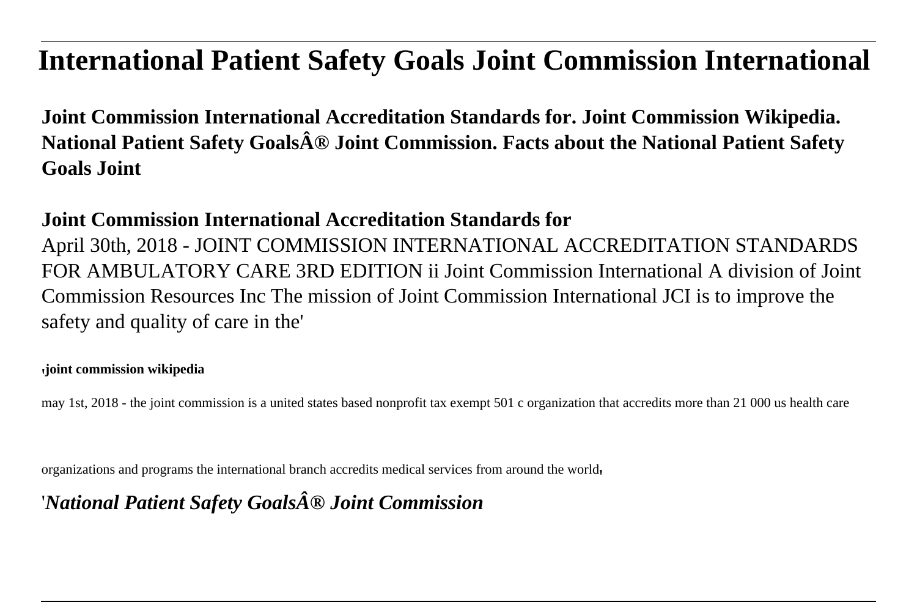# International Patient Safety Goals Joint Commission International

**Joint Commission International Accreditation Standards for. Joint Commission Wikipedia. National Patient Safety GoalsÂ® Joint Commission. Facts about the National Patient Safety Goals Joint**

**Joint Commission International Accreditation Standards for**

April 30th, 2018 - JOINT COMMISSION INTERNATIONAL ACCREDITATION STANDARDS FOR AMBULATORY CARE 3RD EDITION ii Joint Commission International A division of Joint Commission Resources Inc The mission of Joint Commission International JCI is to improve the safety and quality of care in the'

'**joint commission wikipedia**

may 1st, 2018 - the joint commission is a united states based nonprofit tax exempt 501 c organization that accredits more than 21 000 us health care organizations and programs the international branch accredits medical services from around the world'

'***National Patient Safety GoalsÂ® Joint Commission***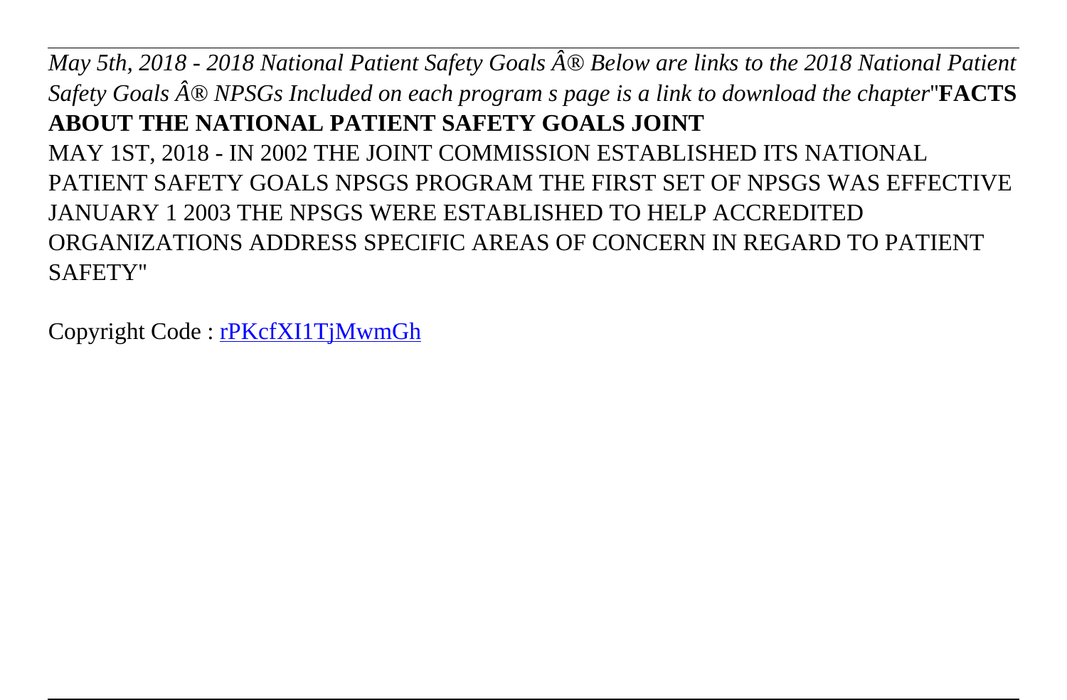*May 5th, 2018 - 2018 National Patient Safety Goals Â® Below are links to the 2018 National Patient Safety Goals Â® NPSGs Included on each program s page is a link to download the chapter*''**FACTS ABOUT THE NATIONAL PATIENT SAFETY GOALS JOINT**

MAY 1ST, 2018 - IN 2002 THE JOINT COMMISSION ESTABLISHED ITS NATIONAL PATIENT SAFETY GOALS NPSGS PROGRAM THE FIRST SET OF NPSGS WAS EFFECTIVE JANUARY 1 2003 THE NPSGS WERE ESTABLISHED TO HELP ACCREDITED ORGANIZATIONS ADDRESS SPECIFIC AREAS OF CONCERN IN REGARD TO PATIENT SAFETY''

Copyright Code : rPKcfXI1TjMwmGh